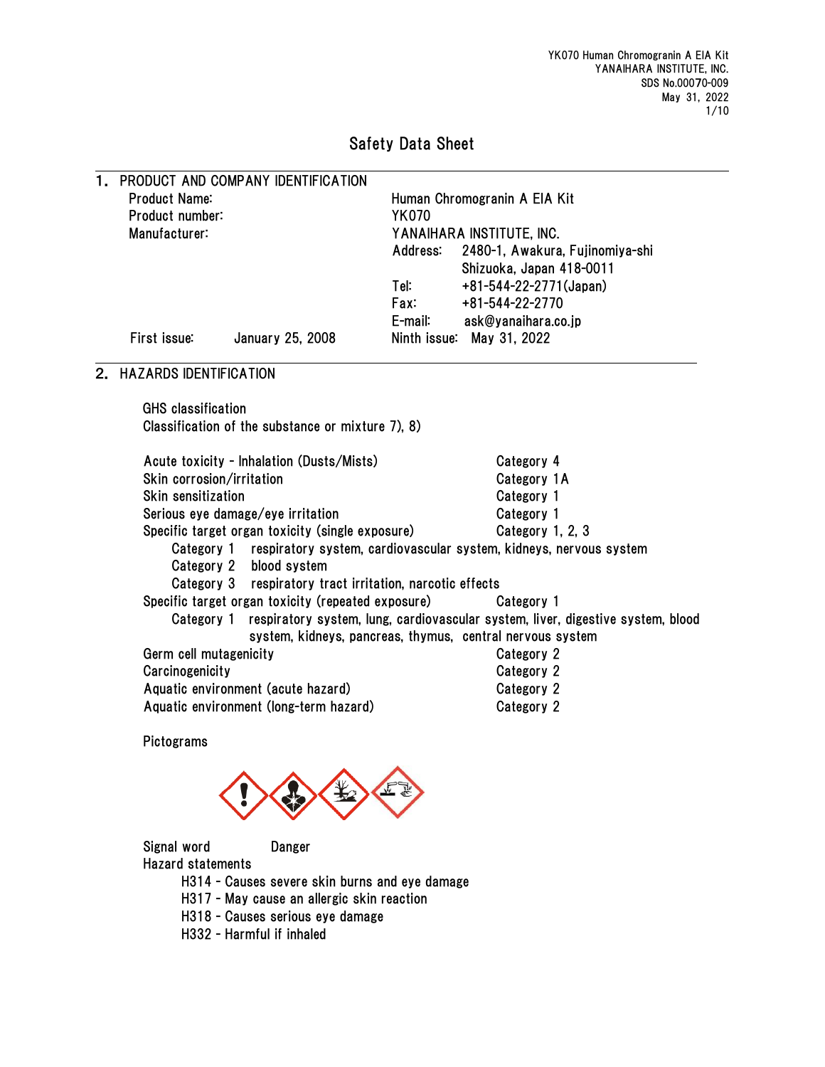# Safety Data Sheet

## 1. PRODUCT AND COMPANY IDENTIFICATION

| | |
|---|---|
| Product Name: | Human Chromogranin A EIA Kit |
| Product number: | YK070 |
| Manufacturer: | YANAIHARA INSTITUTE, INC. |
| | Address: 2480-1, Awakura, Fujinomiya-shi Shizuoka, Japan 418-0011 |
| | Tel: +81-544-22-2771(Japan) |
| | Fax: +81-544-22-2770 |
| | E-mail: ask@yanaihara.co.jp |
| First issue: January 25, 2008 | Ninth issue: May 31, 2022 |

## 2. HAZARDS IDENTIFICATION

GHS classification

Classification of the substance or mixture 7), 8)

| | |
|---|---|
| Acute toxicity - Inhalation (Dusts/Mists) | Category 4 |
| Skin corrosion/irritation | Category 1A |
| Skin sensitization | Category 1 |
| Serious eye damage/eye irritation | Category 1 |
| Specific target organ toxicity (single exposure) | Category 1, 2, 3 |

- Category 1 respiratory system, cardiovascular system, kidneys, nervous system
- Category 2 blood system
- Category 3 respiratory tract irritation, narcotic effects

| | |
|---|---|
| Specific target organ toxicity (repeated exposure) | Category 1 |

- Category 1 respiratory system, lung, cardiovascular system, liver, digestive system, blood system, kidneys, pancreas, thymus, central nervous system

| | |
|---|---|
| Germ cell mutagenicity | Category 2 |
| Carcinogenicity | Category 2 |
| Aquatic environment (acute hazard) | Category 2 |
| Aquatic environment (long-term hazard) | Category 2 |

Pictograms

Signal word Danger

Hazard statements

- H314 - Causes severe skin burns and eye damage
- H317 - May cause an allergic skin reaction
- H318 - Causes serious eye damage
- H332 - Harmful if inhaled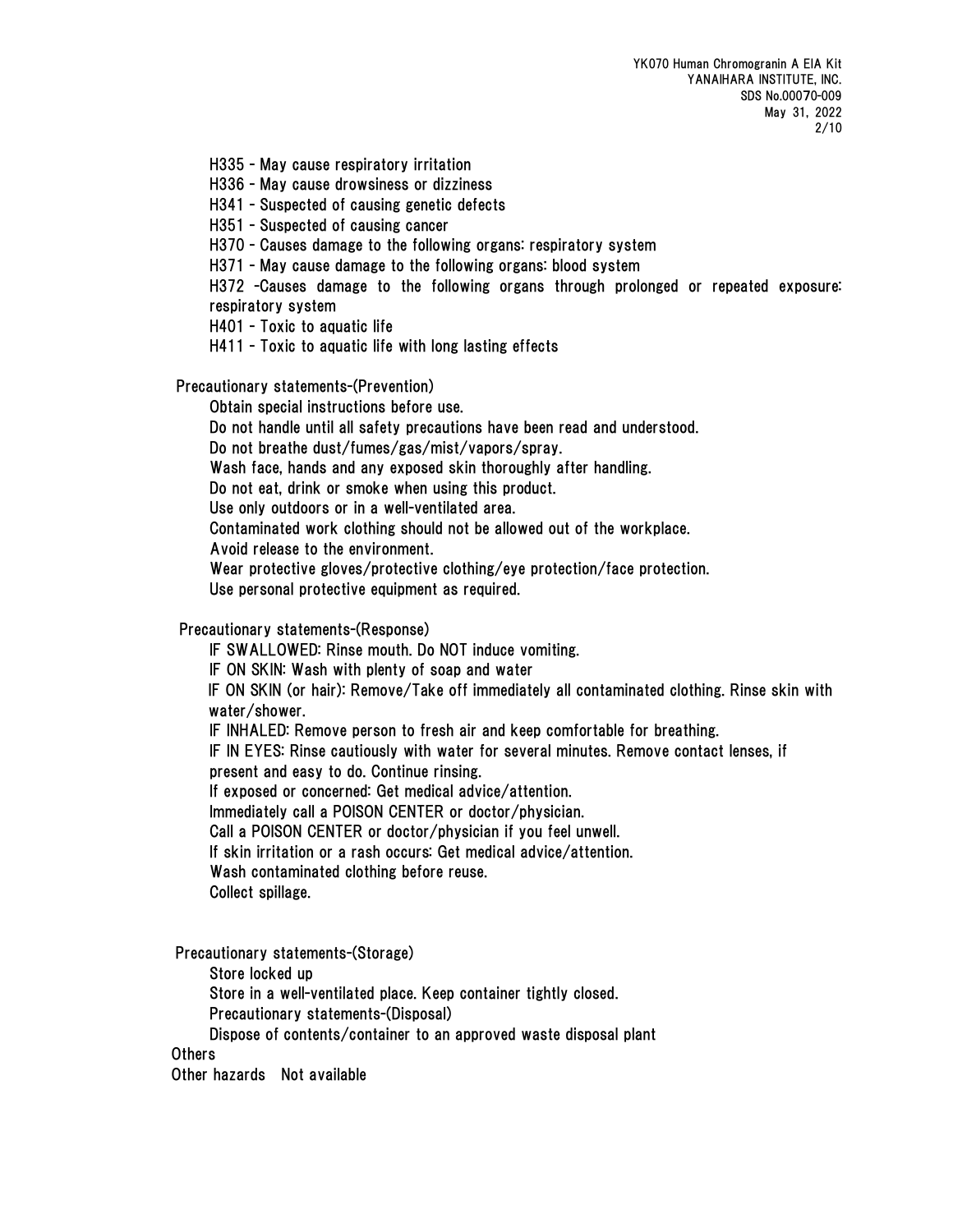H335 - May cause respiratory irritation
H336 - May cause drowsiness or dizziness
H341 - Suspected of causing genetic defects
H351 - Suspected of causing cancer
H370 - Causes damage to the following organs: respiratory system
H371 - May cause damage to the following organs: blood system
H372 -Causes damage to the following organs through prolonged or repeated exposure: respiratory system
H401 - Toxic to aquatic life
H411 - Toxic to aquatic life with long lasting effects

Precautionary statements-(Prevention)

Obtain special instructions before use.
Do not handle until all safety precautions have been read and understood.
Do not breathe dust/fumes/gas/mist/vapors/spray.
Wash face, hands and any exposed skin thoroughly after handling.
Do not eat, drink or smoke when using this product.
Use only outdoors or in a well-ventilated area.
Contaminated work clothing should not be allowed out of the workplace.
Avoid release to the environment.
Wear protective gloves/protective clothing/eye protection/face protection.
Use personal protective equipment as required.

Precautionary statements-(Response)

IF SWALLOWED: Rinse mouth. Do NOT induce vomiting.
IF ON SKIN: Wash with plenty of soap and water
IF ON SKIN (or hair): Remove/Take off immediately all contaminated clothing. Rinse skin with water/shower.
IF INHALED: Remove person to fresh air and keep comfortable for breathing.
IF IN EYES: Rinse cautiously with water for several minutes. Remove contact lenses, if present and easy to do. Continue rinsing.
If exposed or concerned: Get medical advice/attention.
Immediately call a POISON CENTER or doctor/physician.
Call a POISON CENTER or doctor/physician if you feel unwell.
If skin irritation or a rash occurs: Get medical advice/attention.
Wash contaminated clothing before reuse.
Collect spillage.

Precautionary statements-(Storage)

Store locked up
Store in a well-ventilated place. Keep container tightly closed.
Precautionary statements-(Disposal)
Dispose of contents/container to an approved waste disposal plant

Others

Other hazards Not available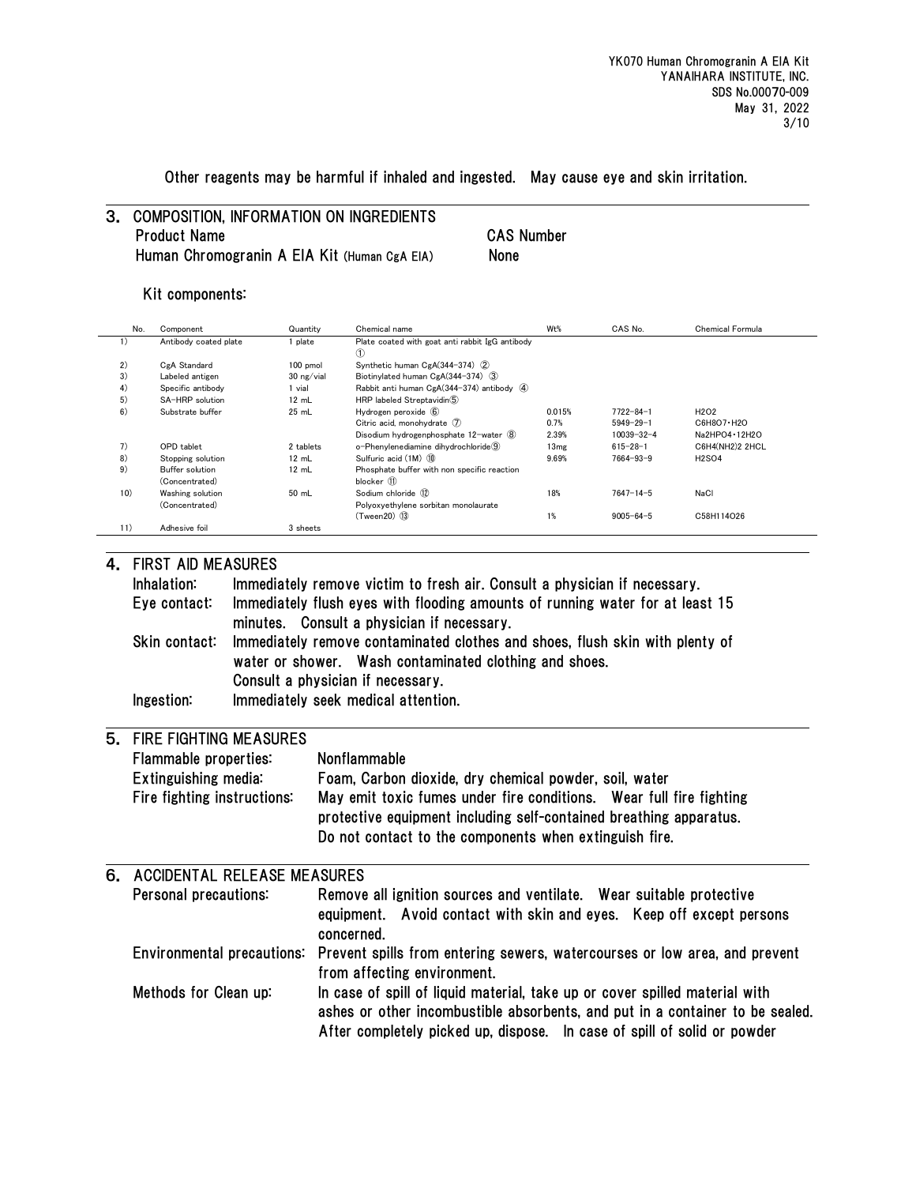Other reagents may be harmful if inhaled and ingested. May cause eye and skin irritation.

## 3. COMPOSITION, INFORMATION ON INGREDIENTS

| Product Name | CAS Number |
|---|---|
| Human Chromogranin A EIA Kit (Human CgA EIA) | None |

Kit components:

| No. | Component | Quantity | Chemical name | Wt% | CAS No. | Chemical Formula |
|---|---|---|---|---|---|---|
| 1) | Antibody coated plate | 1 plate | Plate coated with goat anti rabbit IgG antibody ① | | | |
| 2) | CgA Standard | 100 pmol | Synthetic human CgA(344-374) ② | | | |
| 3) | Labeled antigen | 30 ng/vial | Biotinylated human CgA(344-374) ③ | | | |
| 4) | Specific antibody | 1 vial | Rabbit anti human CgA(344-374) antibody ④ | | | |
| 5) | SA-HRP solution | 12 mL | HRP labeled Streptavidin⑤ | | | |
| 6) | Substrate buffer | 25 mL | Hydrogen peroxide ⑥ | 0.015% | 7722-84-1 | $H_2O_2$ |
| | | | Citric acid, monohydrate ⑦ | 0.7% | 5949-29-1 | $C_6H_8O_7 \cdot H_2O$ |
| | | | Disodium hydrogenphosphate 12-water ⑧ | 2.39% | 10039-32-4 | $Na_2HPO_4 \cdot 12H_2O$ |
| 7) | OPD tablet | 2 tablets | o-Phenylenediamine dihydrochloride⑨ | 13mg | 615-28-1 | $C_6H_4(NH_2)_2$ 2HCL |
| 8) | Stopping solution | 12 mL | Sulfuric acid (1M) ⑩ | 9.69% | 7664-93-9 | $H_2SO_4$ |
| 9) | Buffer solution (Concentrated) | 12 mL | Phosphate buffer with non specific reaction blocker ⑪ | | | |
| 10) | Washing solution (Concentrated) | 50 mL | Sodium chloride ⑫ | 18% | 7647-14-5 | NaCl |
| | | | Polyoxyethylene sorbitan monolaurate (Tween20) ⑬ | 1% | 9005-64-5 | $C_{58}H_{114}O_{26}$ |
| 11) | Adhesive foil | 3 sheets | | | | |

## 4. FIRST AID MEASURES

**Inhalation:** Immediately remove victim to fresh air. Consult a physician if necessary.

**Eye contact:** Immediately flush eyes with flooding amounts of running water for at least 15 minutes. Consult a physician if necessary.

**Skin contact:** Immediately remove contaminated clothes and shoes, flush skin with plenty of water or shower. Wash contaminated clothing and shoes. Consult a physician if necessary.

**Ingestion:** Immediately seek medical attention.

## 5. FIRE FIGHTING MEASURES

**Flammable properties:** Nonflammable

**Extinguishing media:** Foam, Carbon dioxide, dry chemical powder, soil, water

**Fire fighting instructions:** May emit toxic fumes under fire conditions. Wear full fire fighting protective equipment including self-contained breathing apparatus. Do not contact to the components when extinguish fire.

## 6. ACCIDENTAL RELEASE MEASURES

**Personal precautions:** Remove all ignition sources and ventilate. Wear suitable protective equipment. Avoid contact with skin and eyes. Keep off except persons concerned.

**Environmental precautions:** Prevent spills from entering sewers, watercourses or low area, and prevent from affecting environment.

**Methods for Clean up:** In case of spill of liquid material, take up or cover spilled material with ashes or other incombustible absorbents, and put in a container to be sealed. After completely picked up, dispose. In case of spill of solid or powder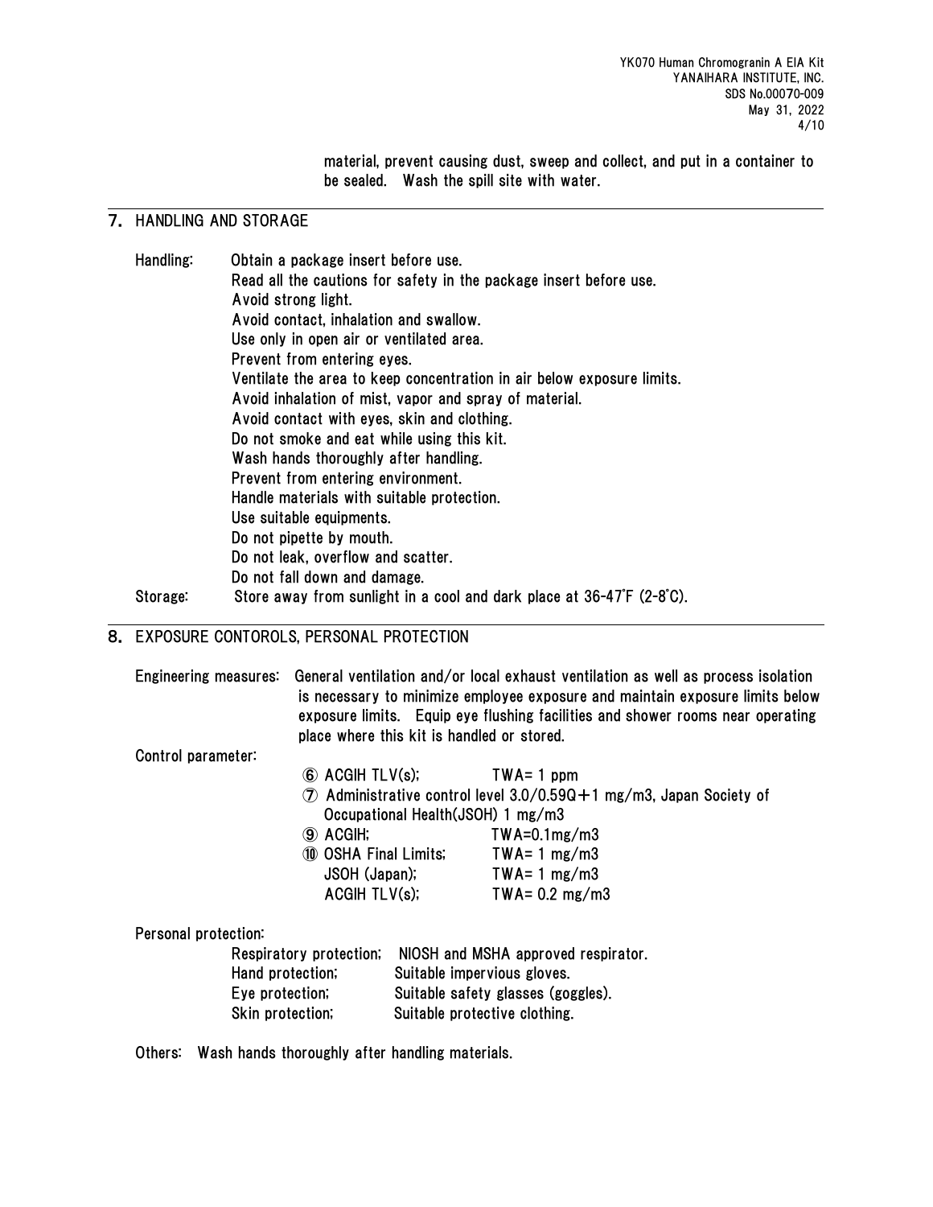material, prevent causing dust, sweep and collect, and put in a container to be sealed. Wash the spill site with water.

## 7. HANDLING AND STORAGE

Handling:
- Obtain a package insert before use.
- Read all the cautions for safety in the package insert before use.
- Avoid strong light.
- Avoid contact, inhalation and swallow.
- Use only in open air or ventilated area.
- Prevent from entering eyes.
- Ventilate the area to keep concentration in air below exposure limits.
- Avoid inhalation of mist, vapor and spray of material.
- Avoid contact with eyes, skin and clothing.
- Do not smoke and eat while using this kit.
- Wash hands thoroughly after handling.
- Prevent from entering environment.
- Handle materials with suitable protection.
- Use suitable equipments.
- Do not pipette by mouth.
- Do not leak, overflow and scatter.
- Do not fall down and damage.

Storage: Store away from sunlight in a cool and dark place at 36-47°F (2-8°C).

## 8. EXPOSURE CONTOROLS, PERSONAL PROTECTION

Engineering measures: General ventilation and/or local exhaust ventilation as well as process isolation is necessary to minimize employee exposure and maintain exposure limits below exposure limits. Equip eye flushing facilities and shower rooms near operating place where this kit is handled or stored.

Control parameter:

⑥ ACGIH TLV(s); TWA= 1 ppm

⑦ Administrative control level 3.0/0.59Q＋1 mg/m3, Japan Society of Occupational Health(JSOH) 1 mg/m3

⑨ ACGIH; TWA=0.1mg/m3

⑩ OSHA Final Limits; TWA= 1 mg/m3
JSOH (Japan); TWA= 1 mg/m3
ACGIH TLV(s); TWA= 0.2 mg/m3

Personal protection:

| | |
|---|---|
| Respiratory protection; | NIOSH and MSHA approved respirator. |
| Hand protection; | Suitable impervious gloves. |
| Eye protection; | Suitable safety glasses (goggles). |
| Skin protection; | Suitable protective clothing. |

Others: Wash hands thoroughly after handling materials.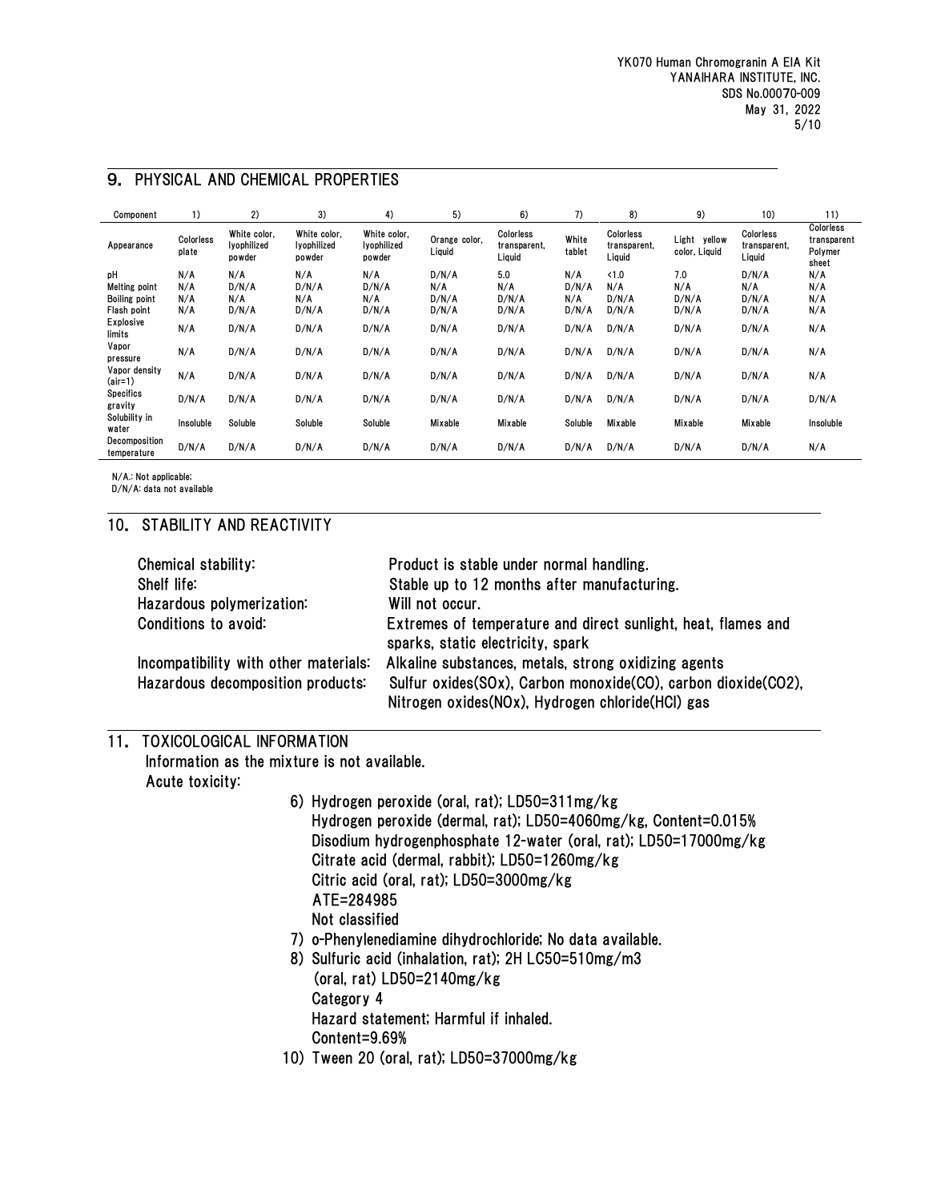## 9. PHYSICAL AND CHEMICAL PROPERTIES

| Component | 1) | 2) | 3) | 4) | 5) | 6) | 7) | 8) | 9) | 10) | 11) |
|---|---|---|---|---|---|---|---|---|---|---|---|
| Appearance | Colorless plate | White color, lyophilized powder | White color, lyophilized powder | White color, lyophilized powder | Orange color, Liquid | Colorless transparent, Liquid | White tablet | Colorless transparent, Liquid | Light yellow color, Liquid | Colorless transparent, Liquid | Colorless transparent Polymer sheet |
| pH | N/A | N/A | N/A | N/A | D/N/A | 5.0 | N/A | <1.0 | 7.0 | D/N/A | N/A |
| Melting point | N/A | D/N/A | D/N/A | D/N/A | N/A | N/A | D/N/A | N/A | N/A | N/A | N/A |
| Boiling point | N/A | N/A | N/A | N/A | D/N/A | D/N/A | N/A | D/N/A | D/N/A | D/N/A | N/A |
| Flash point | N/A | D/N/A | D/N/A | D/N/A | D/N/A | D/N/A | D/N/A | D/N/A | D/N/A | D/N/A | N/A |
| Explosive limits | N/A | D/N/A | D/N/A | D/N/A | D/N/A | D/N/A | D/N/A | D/N/A | D/N/A | D/N/A | N/A |
| Vapor pressure | N/A | D/N/A | D/N/A | D/N/A | D/N/A | D/N/A | D/N/A | D/N/A | D/N/A | D/N/A | N/A |
| Vapor density (air=1) | N/A | D/N/A | D/N/A | D/N/A | D/N/A | D/N/A | D/N/A | D/N/A | D/N/A | D/N/A | N/A |
| Specifics gravity | D/N/A | D/N/A | D/N/A | D/N/A | D/N/A | D/N/A | D/N/A | D/N/A | D/N/A | D/N/A | D/N/A |
| Solubility in water | Insoluble | Soluble | Soluble | Soluble | Mixable | Mixable | Soluble | Mixable | Mixable | Mixable | Insoluble |
| Decomposition temperature | D/N/A | D/N/A | D/N/A | D/N/A | D/N/A | D/N/A | D/N/A | D/N/A | D/N/A | D/N/A | N/A |

N/A.: Not applicable;
D/N/A: data not available

## 10. STABILITY AND REACTIVITY

| | |
|---|---|
| Chemical stability: | Product is stable under normal handling. |
| Shelf life: | Stable up to 12 months after manufacturing. |
| Hazardous polymerization: | Will not occur. |
| Conditions to avoid: | Extremes of temperature and direct sunlight, heat, flames and sparks, static electricity, spark |
| Incompatibility with other materials: | Alkaline substances, metals, strong oxidizing agents |
| Hazardous decomposition products: | Sulfur oxides(SOx), Carbon monoxide(CO), carbon dioxide($CO_2$), Nitrogen oxides(NOx), Hydrogen chloride(HCl) gas |

## 11. TOXICOLOGICAL INFORMATION

Information as the mixture is not available.

Acute toxicity:

6) Hydrogen peroxide (oral, rat); LD50=311mg/kg
   Hydrogen peroxide (dermal, rat); LD50=4060mg/kg, Content=0.015%
   Disodium hydrogenphosphate 12-water (oral, rat); LD50=17000mg/kg
   Citrate acid (dermal, rabbit); LD50=1260mg/kg
   Citric acid (oral, rat); LD50=3000mg/kg
   ATE=284985
   Not classified
7) o-Phenylenediamine dihydrochloride; No data available.
8) Sulfuric acid (inhalation, rat); 2H LC50=510mg/m3
   (oral, rat) LD50=2140mg/kg
   Category 4
   Hazard statement; Harmful if inhaled.
   Content=9.69%
10) Tween 20 (oral, rat); LD50=37000mg/kg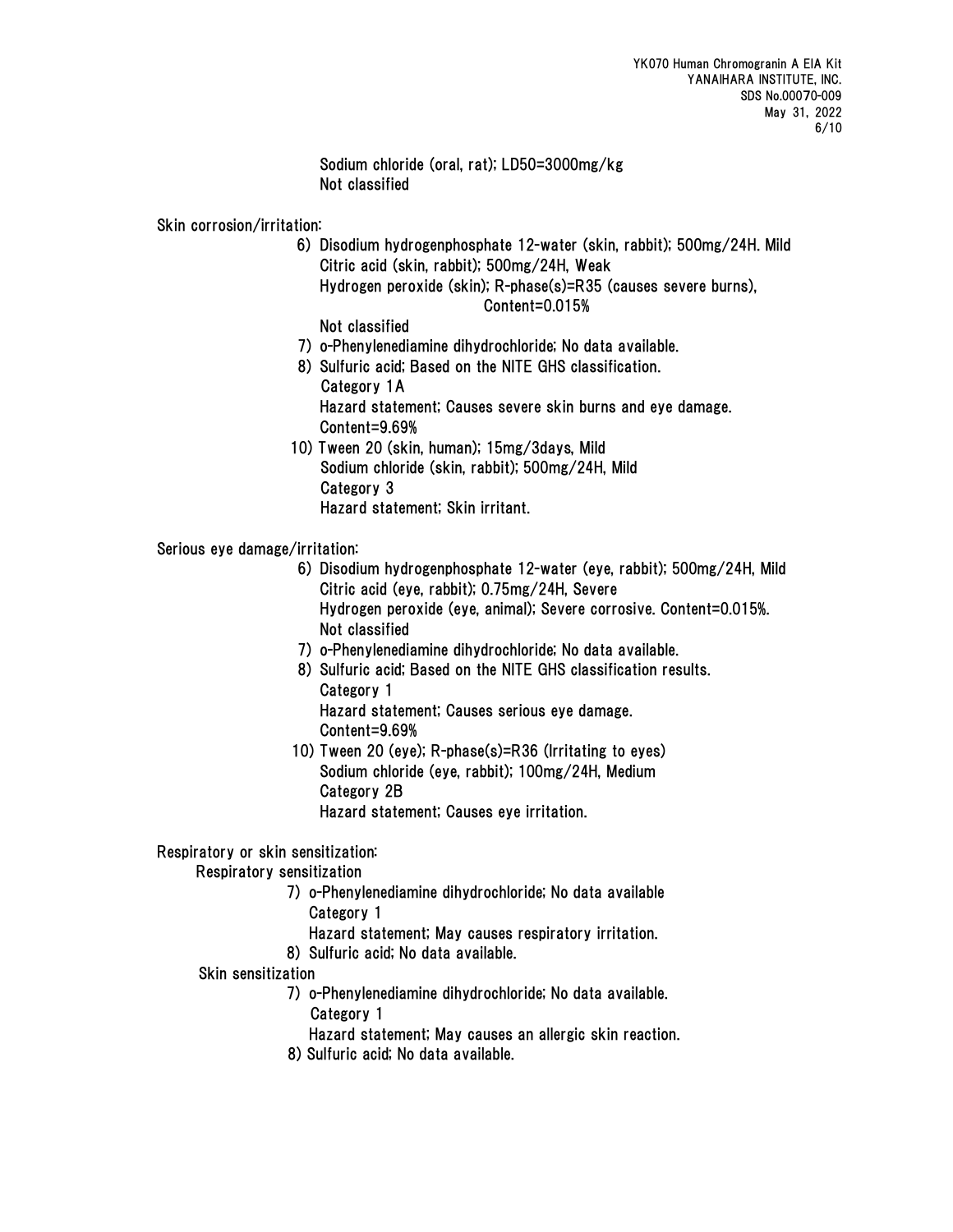Sodium chloride (oral, rat); LD50=3000mg/kg
Not classified

Skin corrosion/irritation:

6) Disodium hydrogenphosphate 12-water (skin, rabbit); 500mg/24H. Mild
   Citric acid (skin, rabbit); 500mg/24H, Weak
   Hydrogen peroxide (skin); R-phase(s)=R35 (causes severe burns), Content=0.015%
   Not classified
7) o-Phenylenediamine dihydrochloride; No data available.
8) Sulfuric acid; Based on the NITE GHS classification.
   Category 1A
   Hazard statement; Causes severe skin burns and eye damage.
   Content=9.69%
10) Tween 20 (skin, human); 15mg/3days, Mild
   Sodium chloride (skin, rabbit); 500mg/24H, Mild
   Category 3
   Hazard statement; Skin irritant.

Serious eye damage/irritation:

6) Disodium hydrogenphosphate 12-water (eye, rabbit); 500mg/24H, Mild
   Citric acid (eye, rabbit); 0.75mg/24H, Severe
   Hydrogen peroxide (eye, animal); Severe corrosive. Content=0.015%.
   Not classified
7) o-Phenylenediamine dihydrochloride; No data available.
8) Sulfuric acid; Based on the NITE GHS classification results.
   Category 1
   Hazard statement; Causes serious eye damage.
   Content=9.69%
10) Tween 20 (eye); R-phase(s)=R36 (Irritating to eyes)
   Sodium chloride (eye, rabbit); 100mg/24H, Medium
   Category 2B
   Hazard statement; Causes eye irritation.

Respiratory or skin sensitization:

Respiratory sensitization

7) o-Phenylenediamine dihydrochloride; No data available
   Category 1
   Hazard statement; May causes respiratory irritation.
8) Sulfuric acid; No data available.

Skin sensitization

7) o-Phenylenediamine dihydrochloride; No data available.
   Category 1
   Hazard statement; May causes an allergic skin reaction.
8) Sulfuric acid; No data available.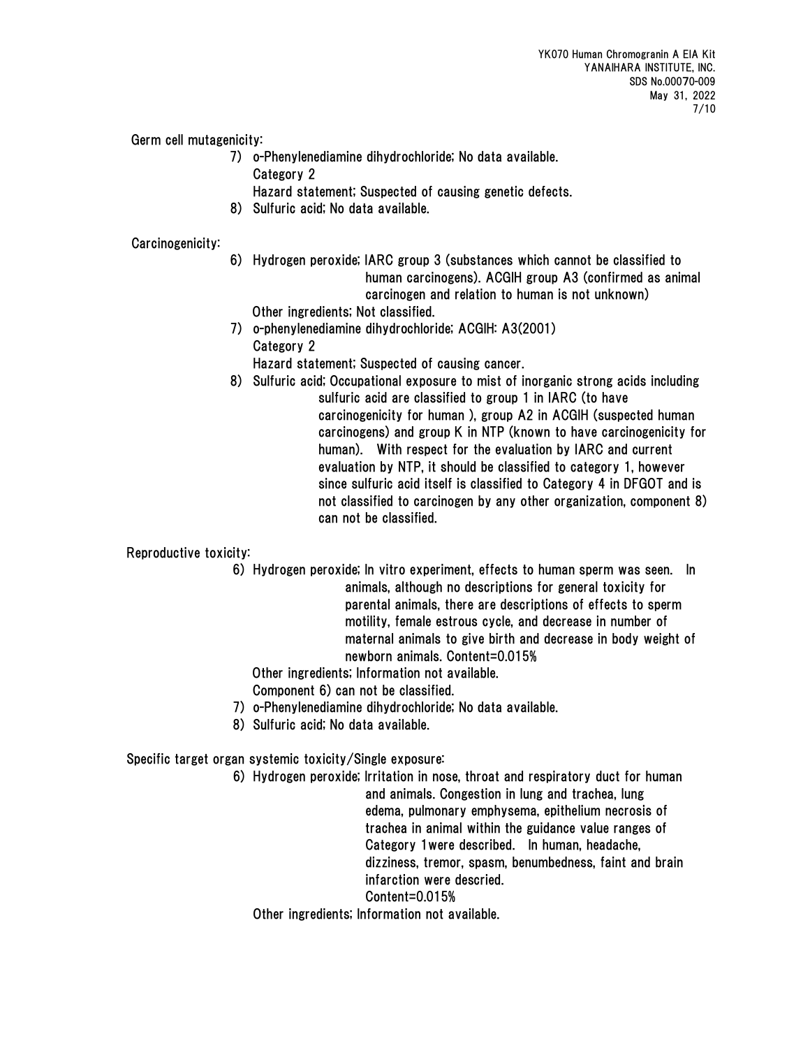Germ cell mutagenicity:

7) o-Phenylenediamine dihydrochloride; No data available.
   Category 2
   Hazard statement; Suspected of causing genetic defects.
8) Sulfuric acid; No data available.

Carcinogenicity:

6) Hydrogen peroxide; IARC group 3 (substances which cannot be classified to human carcinogens). ACGIH group A3 (confirmed as animal carcinogen and relation to human is not unknown)
   Other ingredients; Not classified.
7) o-phenylenediamine dihydrochloride; ACGIH: A3(2001)
   Category 2
   Hazard statement; Suspected of causing cancer.
8) Sulfuric acid; Occupational exposure to mist of inorganic strong acids including sulfuric acid are classified to group 1 in IARC (to have carcinogenicity for human ), group A2 in ACGIH (suspected human carcinogens) and group K in NTP (known to have carcinogenicity for human). With respect for the evaluation by IARC and current evaluation by NTP, it should be classified to category 1, however since sulfuric acid itself is classified to Category 4 in DFGOT and is not classified to carcinogen by any other organization, component 8) can not be classified.

Reproductive toxicity:

6) Hydrogen peroxide; In vitro experiment, effects to human sperm was seen. In animals, although no descriptions for general toxicity for parental animals, there are descriptions of effects to sperm motility, female estrous cycle, and decrease in number of maternal animals to give birth and decrease in body weight of newborn animals. Content=0.015%
   Other ingredients; Information not available.
   Component 6) can not be classified.
7) o-Phenylenediamine dihydrochloride; No data available.
8) Sulfuric acid; No data available.

Specific target organ systemic toxicity/Single exposure:

6) Hydrogen peroxide; Irritation in nose, throat and respiratory duct for human and animals. Congestion in lung and trachea, lung edema, pulmonary emphysema, epithelium necrosis of trachea in animal within the guidance value ranges of Category 1were described. In human, headache, dizziness, tremor, spasm, benumbedness, faint and brain infarction were descried.
   Content=0.015%
   Other ingredients; Information not available.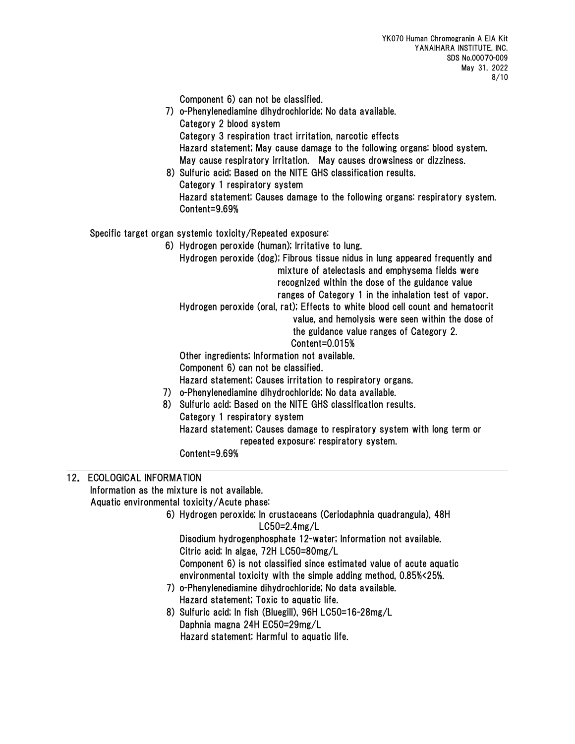Component 6) can not be classified.

7) o-Phenylenediamine dihydrochloride; No data available.
   Category 2 blood system
   Category 3 respiration tract irritation, narcotic effects
   Hazard statement; May cause damage to the following organs: blood system. May cause respiratory irritation. May causes drowsiness or dizziness.
8) Sulfuric acid; Based on the NITE GHS classification results.
   Category 1 respiratory system
   Hazard statement; Causes damage to the following organs: respiratory system.
   Content=9.69%

Specific target organ systemic toxicity/Repeated exposure:

6) Hydrogen peroxide (human); Irritative to lung.
   Hydrogen peroxide (dog); Fibrous tissue nidus in lung appeared frequently and mixture of atelectasis and emphysema fields were recognized within the dose of the guidance value ranges of Category 1 in the inhalation test of vapor.
   Hydrogen peroxide (oral, rat); Effects to white blood cell count and hematocrit value, and hemolysis were seen within the dose of the guidance value ranges of Category 2.
   Content=0.015%
   Other ingredients; Information not available.
   Component 6) can not be classified.
   Hazard statement; Causes irritation to respiratory organs.
7) o-Phenylenediamine dihydrochloride; No data available.
8) Sulfuric acid; Based on the NITE GHS classification results.
   Category 1 respiratory system
   Hazard statement; Causes damage to respiratory system with long term or repeated exposure: respiratory system.
   Content=9.69%

## 12. ECOLOGICAL INFORMATION

Information as the mixture is not available.

Aquatic environmental toxicity/Acute phase:

6) Hydrogen peroxide; In crustaceans (Ceriodaphnia quadrangula), 48H LC50=2.4mg/L
   Disodium hydrogenphosphate 12-water; Information not available.
   Citric acid; In algae, 72H LC50=80mg/L
   Component 6) is not classified since estimated value of acute aquatic environmental toxicity with the simple adding method, 0.85%<25%.
7) o-Phenylenediamine dihydrochloride; No data available.
   Hazard statement; Toxic to aquatic life.
8) Sulfuric acid; In fish (Bluegill), 96H LC50=16-28mg/L
   Daphnia magna 24H EC50=29mg/L
   Hazard statement; Harmful to aquatic life.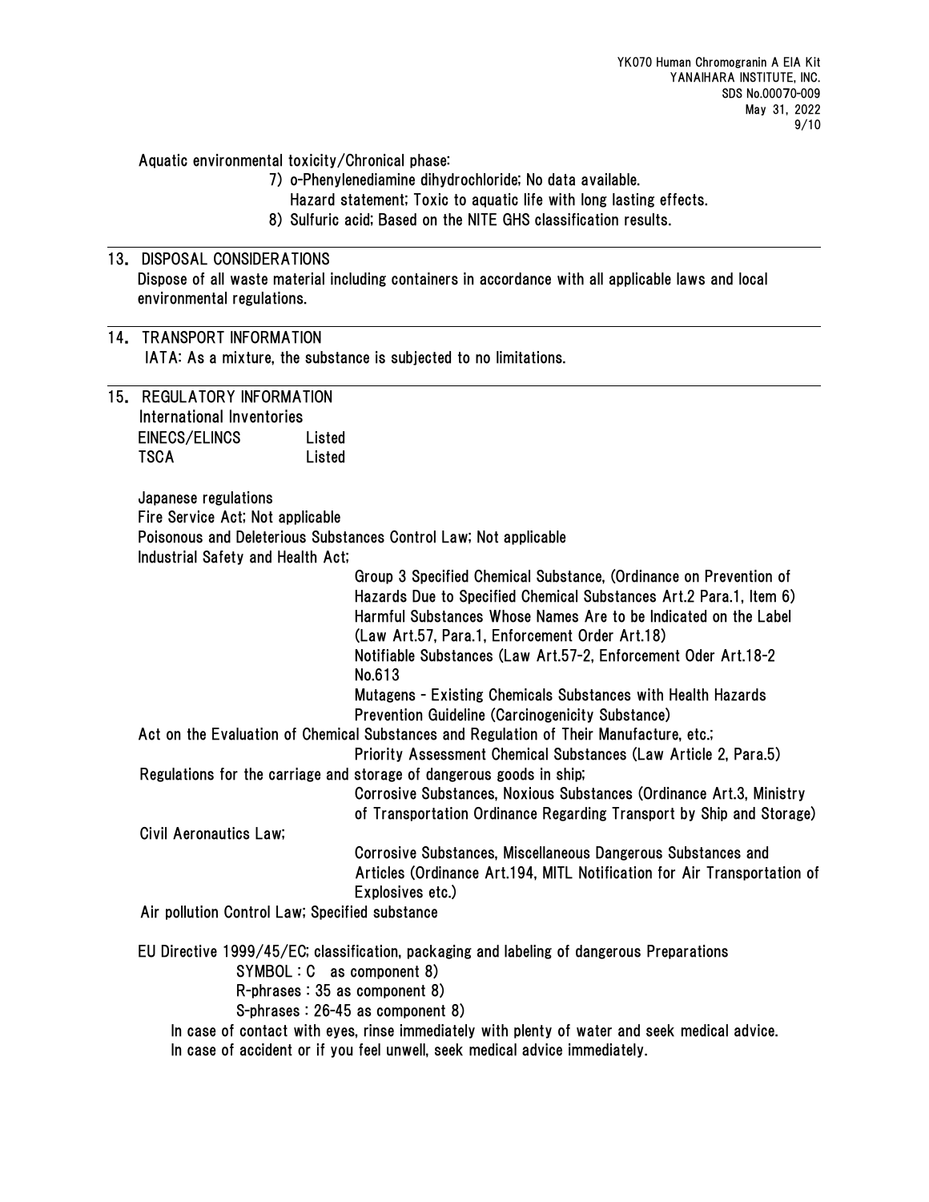Aquatic environmental toxicity/Chronical phase:

7) o-Phenylenediamine dihydrochloride; No data available.
   Hazard statement; Toxic to aquatic life with long lasting effects.
8) Sulfuric acid; Based on the NITE GHS classification results.

## 13. DISPOSAL CONSIDERATIONS

Dispose of all waste material including containers in accordance with all applicable laws and local environmental regulations.

## 14. TRANSPORT INFORMATION

IATA: As a mixture, the substance is subjected to no limitations.

## 15. REGULATORY INFORMATION

International Inventories

| | |
|---|---|
| EINECS/ELINCS | Listed |
| TSCA | Listed |

Japanese regulations

Fire Service Act; Not applicable

Poisonous and Deleterious Substances Control Law; Not applicable

Industrial Safety and Health Act;

Group 3 Specified Chemical Substance, (Ordinance on Prevention of Hazards Due to Specified Chemical Substances Art.2 Para.1, Item 6)
Harmful Substances Whose Names Are to be Indicated on the Label (Law Art.57, Para.1, Enforcement Order Art.18)
Notifiable Substances (Law Art.57-2, Enforcement Oder Art.18-2 No.613
Mutagens - Existing Chemicals Substances with Health Hazards Prevention Guideline (Carcinogenicity Substance)

Act on the Evaluation of Chemical Substances and Regulation of Their Manufacture, etc.;

Priority Assessment Chemical Substances (Law Article 2, Para.5)

Regulations for the carriage and storage of dangerous goods in ship;

Corrosive Substances, Noxious Substances (Ordinance Art.3, Ministry of Transportation Ordinance Regarding Transport by Ship and Storage)

Civil Aeronautics Law;

Corrosive Substances, Miscellaneous Dangerous Substances and Articles (Ordinance Art.194, MITL Notification for Air Transportation of Explosives etc.)

Air pollution Control Law; Specified substance

EU Directive 1999/45/EC; classification, packaging and labeling of dangerous Preparations

SYMBOL : C as component 8)
R-phrases : 35 as component 8)
S-phrases : 26-45 as component 8)

In case of contact with eyes, rinse immediately with plenty of water and seek medical advice.
In case of accident or if you feel unwell, seek medical advice immediately.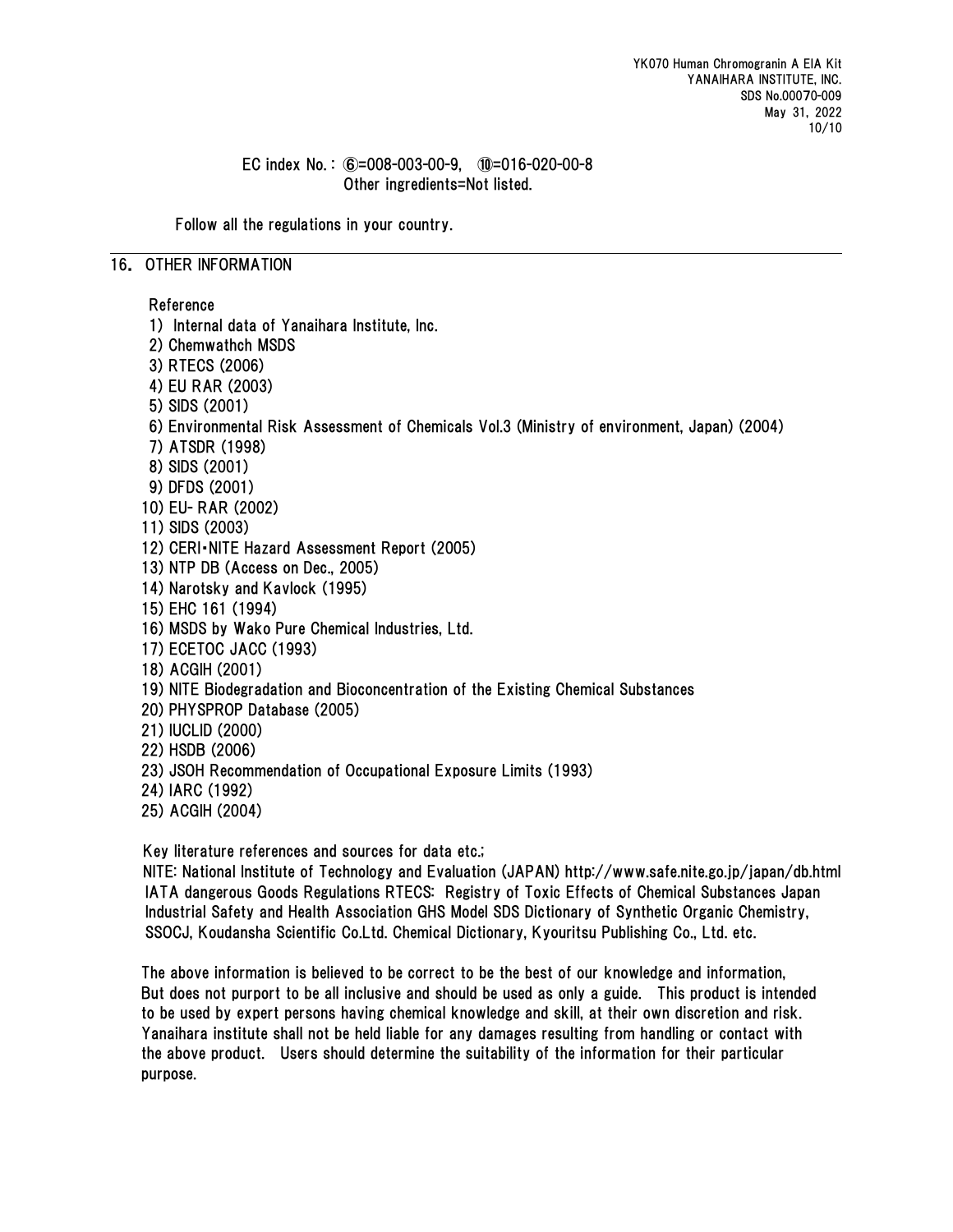EC index No.： ⑥=008-003-00-9, ⑩=016-020-00-8
Other ingredients=Not listed.

Follow all the regulations in your country.

## 16. OTHER INFORMATION

Reference

1) Internal data of Yanaihara Institute, Inc.
2) Chemwathch MSDS
3) RTECS (2006)
4) EU RAR (2003)
5) SIDS (2001)
6) Environmental Risk Assessment of Chemicals Vol.3 (Ministry of environment, Japan) (2004)
7) ATSDR (1998)
8) SIDS (2001)
9) DFDS (2001)
10) EU- RAR (2002)
11) SIDS (2003)
12) CERI・NITE Hazard Assessment Report (2005)
13) NTP DB (Access on Dec., 2005)
14) Narotsky and Kavlock (1995)
15) EHC 161 (1994)
16) MSDS by Wako Pure Chemical Industries, Ltd.
17) ECETOC JACC (1993)
18) ACGIH (2001)
19) NITE Biodegradation and Bioconcentration of the Existing Chemical Substances
20) PHYSPROP Database (2005)
21) IUCLID (2000)
22) HSDB (2006)
23) JSOH Recommendation of Occupational Exposure Limits (1993)
24) IARC (1992)
25) ACGIH (2004)

Key literature references and sources for data etc.;
NITE: National Institute of Technology and Evaluation (JAPAN) http://www.safe.nite.go.jp/japan/db.html IATA dangerous Goods Regulations RTECS: Registry of Toxic Effects of Chemical Substances Japan Industrial Safety and Health Association GHS Model SDS Dictionary of Synthetic Organic Chemistry, SSOCJ, Koudansha Scientific Co.Ltd. Chemical Dictionary, Kyouritsu Publishing Co., Ltd. etc.

The above information is believed to be correct to be the best of our knowledge and information, But does not purport to be all inclusive and should be used as only a guide. This product is intended to be used by expert persons having chemical knowledge and skill, at their own discretion and risk. Yanaihara institute shall not be held liable for any damages resulting from handling or contact with the above product. Users should determine the suitability of the information for their particular purpose.